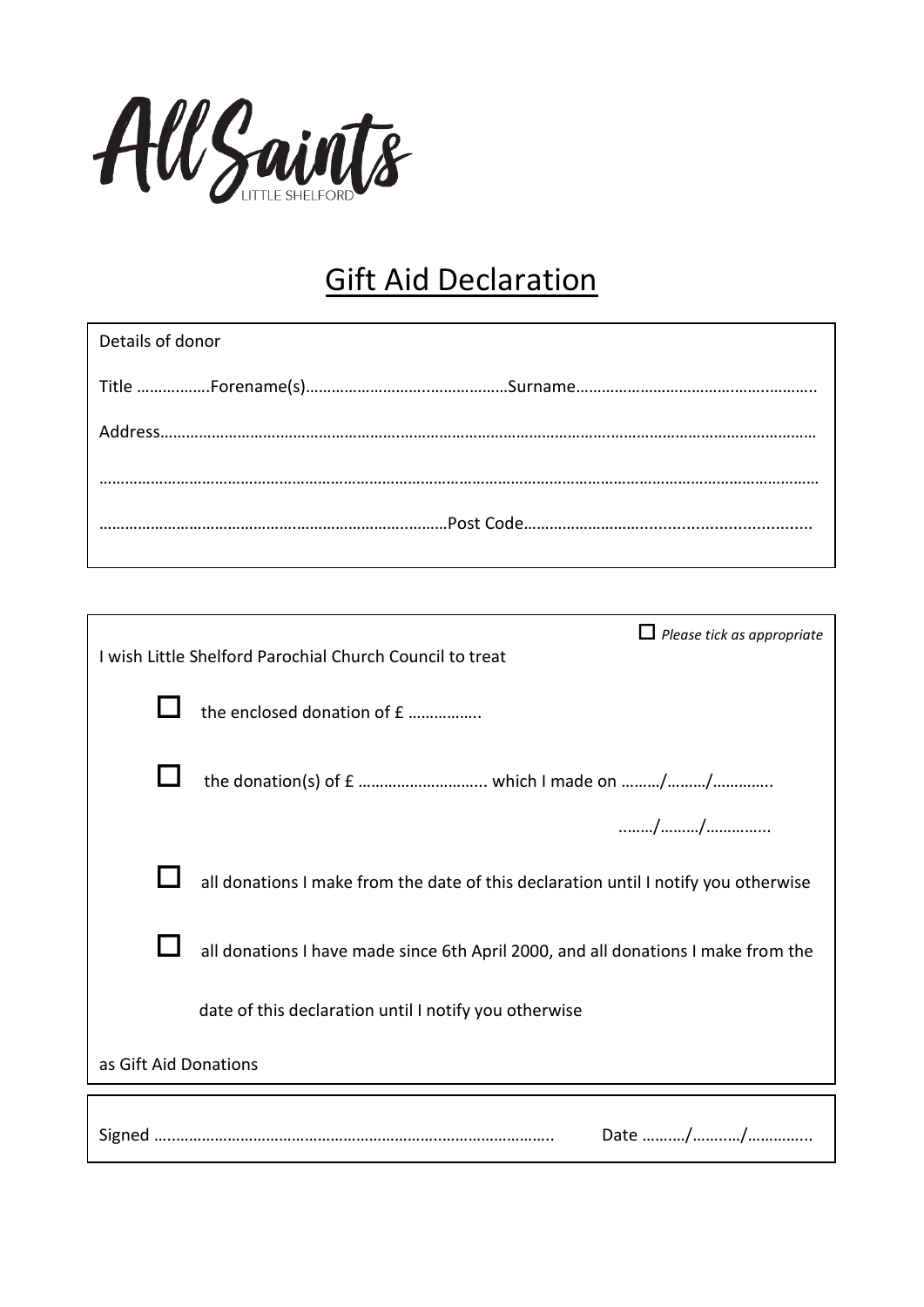All Saints

LITTLE SHELFORD

# Gift Aid Declaration

Details of donor

Title ……………..Forename(s)………………………..………………Surname……………………………………..………..

Address……………………………………………..………………………………………….………………………………………

…………………………………………………………………………………………………………………………………………………

……………………………………………………………..………Post Code……………………….....................................

☐ *Please tick as appropriate*

I wish Little Shelford Parochial Church Council to treat

☐ the enclosed donation of £ ……………..

☐ the donation(s) of £ ……………………….. which I made on ………/………/…………..

……../………/…………..

☐ all donations I make from the date of this declaration until I notify you otherwise

☐ all donations I have made since 6th April 2000, and all donations I make from the date of this declaration until I notify you otherwise

as Gift Aid Donations

Signed ……………………………………………………………………………….. Date ………/………../…………..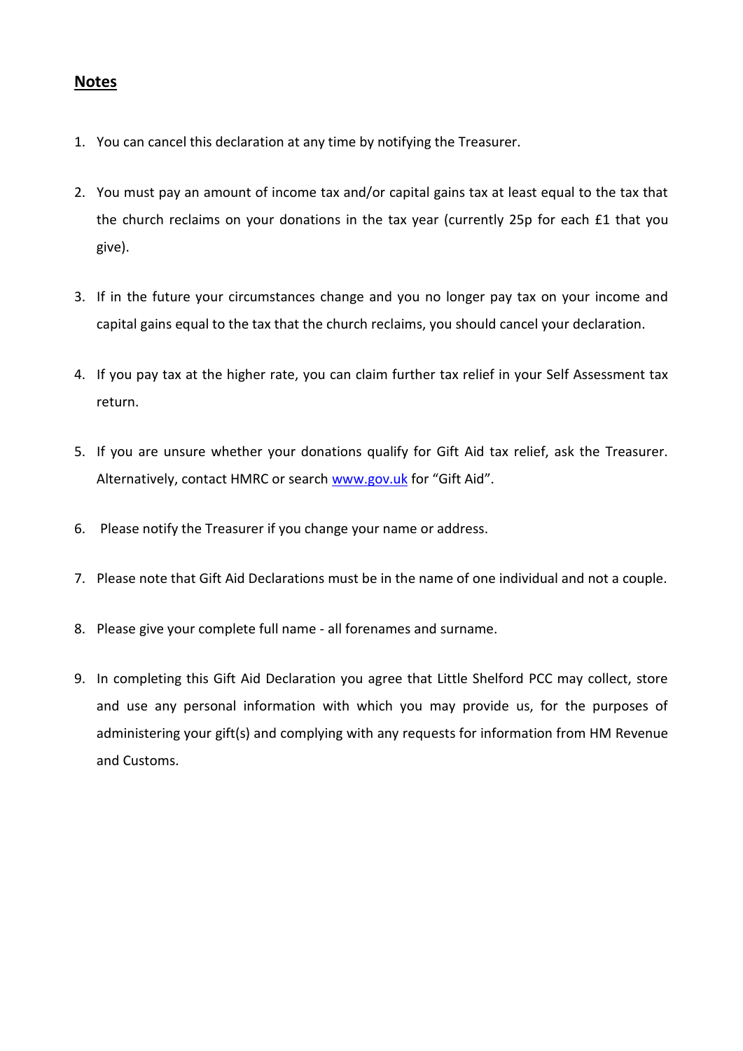## Notes

1. You can cancel this declaration at any time by notifying the Treasurer.
2. You must pay an amount of income tax and/or capital gains tax at least equal to the tax that the church reclaims on your donations in the tax year (currently 25p for each £1 that you give).
3. If in the future your circumstances change and you no longer pay tax on your income and capital gains equal to the tax that the church reclaims, you should cancel your declaration.
4. If you pay tax at the higher rate, you can claim further tax relief in your Self Assessment tax return.
5. If you are unsure whether your donations qualify for Gift Aid tax relief, ask the Treasurer. Alternatively, contact HMRC or search [www.gov.uk](http://www.gov.uk) for "Gift Aid".
6. Please notify the Treasurer if you change your name or address.
7. Please note that Gift Aid Declarations must be in the name of one individual and not a couple.
8. Please give your complete full name - all forenames and surname.
9. In completing this Gift Aid Declaration you agree that Little Shelford PCC may collect, store and use any personal information with which you may provide us, for the purposes of administering your gift(s) and complying with any requests for information from HM Revenue and Customs.